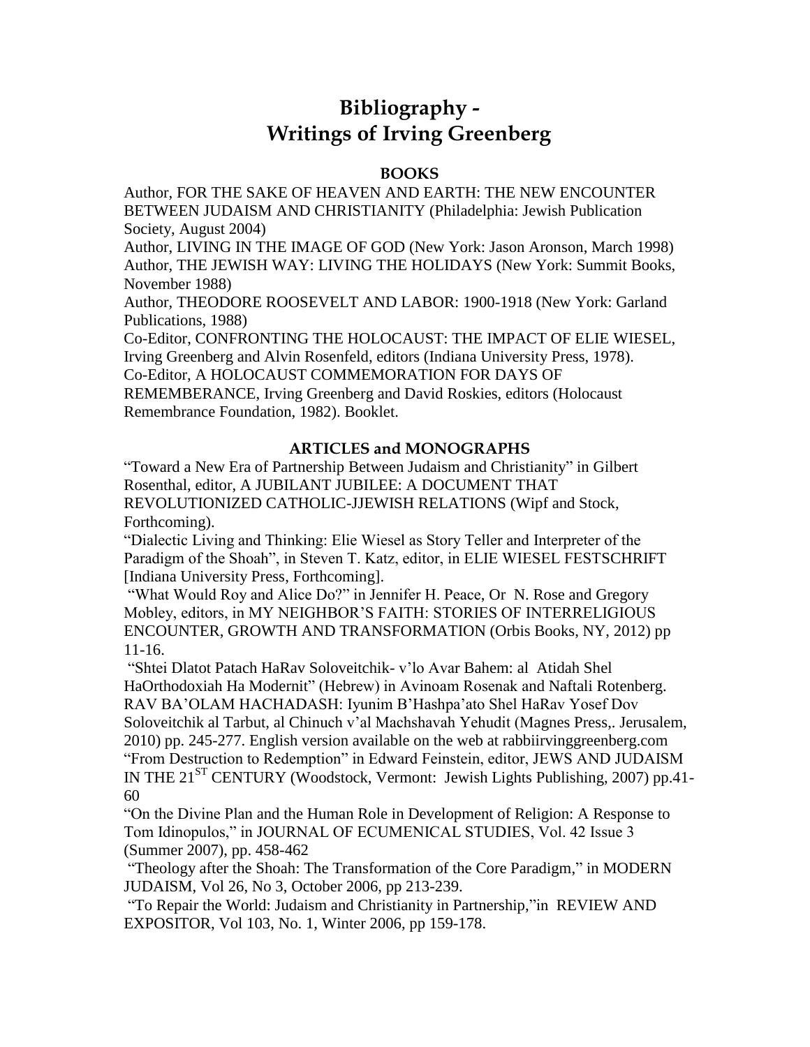# Bibliography -
# Writings of Irving Greenberg

## BOOKS

Author, FOR THE SAKE OF HEAVEN AND EARTH: THE NEW ENCOUNTER BETWEEN JUDAISM AND CHRISTIANITY (Philadelphia: Jewish Publication Society, August 2004)

Author, LIVING IN THE IMAGE OF GOD (New York: Jason Aronson, March 1998)

Author, THE JEWISH WAY: LIVING THE HOLIDAYS (New York: Summit Books, November 1988)

Author, THEODORE ROOSEVELT AND LABOR: 1900-1918 (New York: Garland Publications, 1988)

Co-Editor, CONFRONTING THE HOLOCAUST: THE IMPACT OF ELIE WIESEL, Irving Greenberg and Alvin Rosenfeld, editors (Indiana University Press, 1978).

Co-Editor, A HOLOCAUST COMMEMORATION FOR DAYS OF REMEMBERANCE, Irving Greenberg and David Roskies, editors (Holocaust Remembrance Foundation, 1982). Booklet.

## ARTICLES and MONOGRAPHS

"Toward a New Era of Partnership Between Judaism and Christianity" in Gilbert Rosenthal, editor, A JUBILANT JUBILEE: A DOCUMENT THAT REVOLUTIONIZED CATHOLIC-JJEWISH RELATIONS (Wipf and Stock, Forthcoming).

"Dialectic Living and Thinking: Elie Wiesel as Story Teller and Interpreter of the Paradigm of the Shoah", in Steven T. Katz, editor, in ELIE WIESEL FESTSCHRIFT [Indiana University Press, Forthcoming].

"What Would Roy and Alice Do?" in Jennifer H. Peace, Or N. Rose and Gregory Mobley, editors, in MY NEIGHBOR'S FAITH: STORIES OF INTERRELIGIOUS ENCOUNTER, GROWTH AND TRANSFORMATION (Orbis Books, NY, 2012) pp 11-16.

"Shtei Dlatot Patach HaRav Soloveitchik- v'lo Avar Bahem: al Atidah Shel HaOrthodoxiah Ha Modernit" (Hebrew) in Avinoam Rosenak and Naftali Rotenberg. RAV BA'OLAM HACHADASH: Iyunim B'Hashpa'ato Shel HaRav Yosef Dov Soloveitchik al Tarbut, al Chinuch v'al Machshavah Yehudit (Magnes Press,. Jerusalem, 2010) pp. 245-277. English version available on the web at rabbiirvinggreenberg.com

"From Destruction to Redemption" in Edward Feinstein, editor, JEWS AND JUDAISM IN THE 21ST CENTURY (Woodstock, Vermont: Jewish Lights Publishing, 2007) pp.41-60

"On the Divine Plan and the Human Role in Development of Religion: A Response to Tom Idinopulos," in JOURNAL OF ECUMENICAL STUDIES, Vol. 42 Issue 3 (Summer 2007), pp. 458-462

"Theology after the Shoah: The Transformation of the Core Paradigm," in MODERN JUDAISM, Vol 26, No 3, October 2006, pp 213-239.

"To Repair the World: Judaism and Christianity in Partnership,"in REVIEW AND EXPOSITOR, Vol 103, No. 1, Winter 2006, pp 159-178.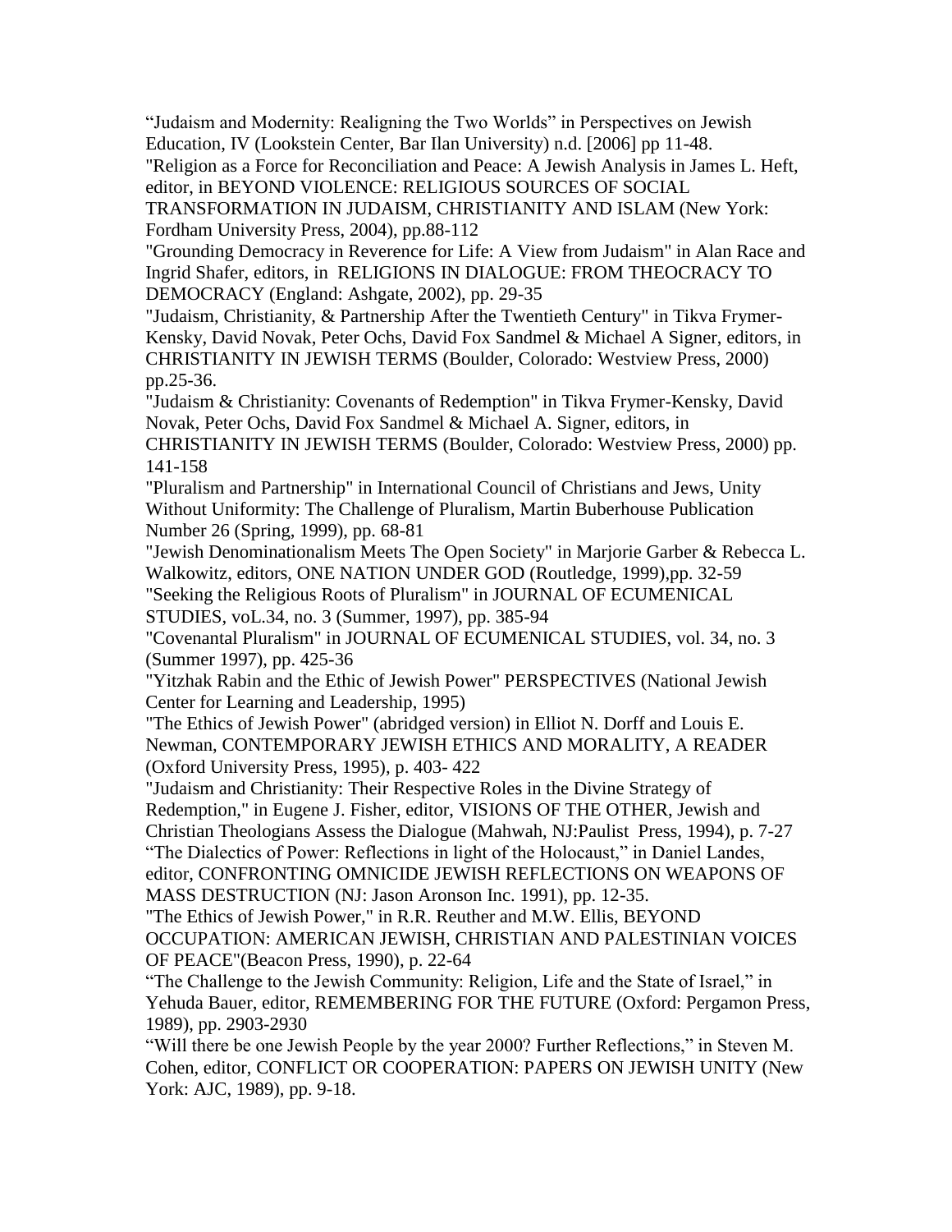“Judaism and Modernity: Realigning the Two Worlds” in Perspectives on Jewish Education, IV (Lookstein Center, Bar Ilan University) n.d. [2006] pp 11-48.

"Religion as a Force for Reconciliation and Peace: A Jewish Analysis in James L. Heft, editor, in BEYOND VIOLENCE: RELIGIOUS SOURCES OF SOCIAL TRANSFORMATION IN JUDAISM, CHRISTIANITY AND ISLAM (New York: Fordham University Press, 2004), pp.88-112

"Grounding Democracy in Reverence for Life: A View from Judaism" in Alan Race and Ingrid Shafer, editors, in RELIGIONS IN DIALOGUE: FROM THEOCRACY TO DEMOCRACY (England: Ashgate, 2002), pp. 29-35

"Judaism, Christianity, & Partnership After the Twentieth Century" in Tikva Frymer-Kensky, David Novak, Peter Ochs, David Fox Sandmel & Michael A Signer, editors, in CHRISTIANITY IN JEWISH TERMS (Boulder, Colorado: Westview Press, 2000) pp.25-36.

"Judaism & Christianity: Covenants of Redemption" in Tikva Frymer-Kensky, David Novak, Peter Ochs, David Fox Sandmel & Michael A. Signer, editors, in CHRISTIANITY IN JEWISH TERMS (Boulder, Colorado: Westview Press, 2000) pp. 141-158

"Pluralism and Partnership" in International Council of Christians and Jews, Unity Without Uniformity: The Challenge of Pluralism, Martin Buberhouse Publication Number 26 (Spring, 1999), pp. 68-81

"Jewish Denominationalism Meets The Open Society" in Marjorie Garber & Rebecca L. Walkowitz, editors, ONE NATION UNDER GOD (Routledge, 1999),pp. 32-59

"Seeking the Religious Roots of Pluralism" in JOURNAL OF ECUMENICAL STUDIES, voL.34, no. 3 (Summer, 1997), pp. 385-94

"Covenantal Pluralism" in JOURNAL OF ECUMENICAL STUDIES, vol. 34, no. 3 (Summer 1997), pp. 425-36

"Yitzhak Rabin and the Ethic of Jewish Power" PERSPECTIVES (National Jewish Center for Learning and Leadership, 1995)

"The Ethics of Jewish Power" (abridged version) in Elliot N. Dorff and Louis E. Newman, CONTEMPORARY JEWISH ETHICS AND MORALITY, A READER (Oxford University Press, 1995), p. 403- 422

"Judaism and Christianity: Their Respective Roles in the Divine Strategy of Redemption," in Eugene J. Fisher, editor, VISIONS OF THE OTHER, Jewish and Christian Theologians Assess the Dialogue (Mahwah, NJ:Paulist Press, 1994), p. 7-27

“The Dialectics of Power: Reflections in light of the Holocaust,” in Daniel Landes, editor, CONFRONTING OMNICIDE JEWISH REFLECTIONS ON WEAPONS OF MASS DESTRUCTION (NJ: Jason Aronson Inc. 1991), pp. 12-35.

"The Ethics of Jewish Power," in R.R. Reuther and M.W. Ellis, BEYOND OCCUPATION: AMERICAN JEWISH, CHRISTIAN AND PALESTINIAN VOICES OF PEACE"(Beacon Press, 1990), p. 22-64

“The Challenge to the Jewish Community: Religion, Life and the State of Israel,” in Yehuda Bauer, editor, REMEMBERING FOR THE FUTURE (Oxford: Pergamon Press, 1989), pp. 2903-2930

“Will there be one Jewish People by the year 2000? Further Reflections,” in Steven M. Cohen, editor, CONFLICT OR COOPERATION: PAPERS ON JEWISH UNITY (New York: AJC, 1989), pp. 9-18.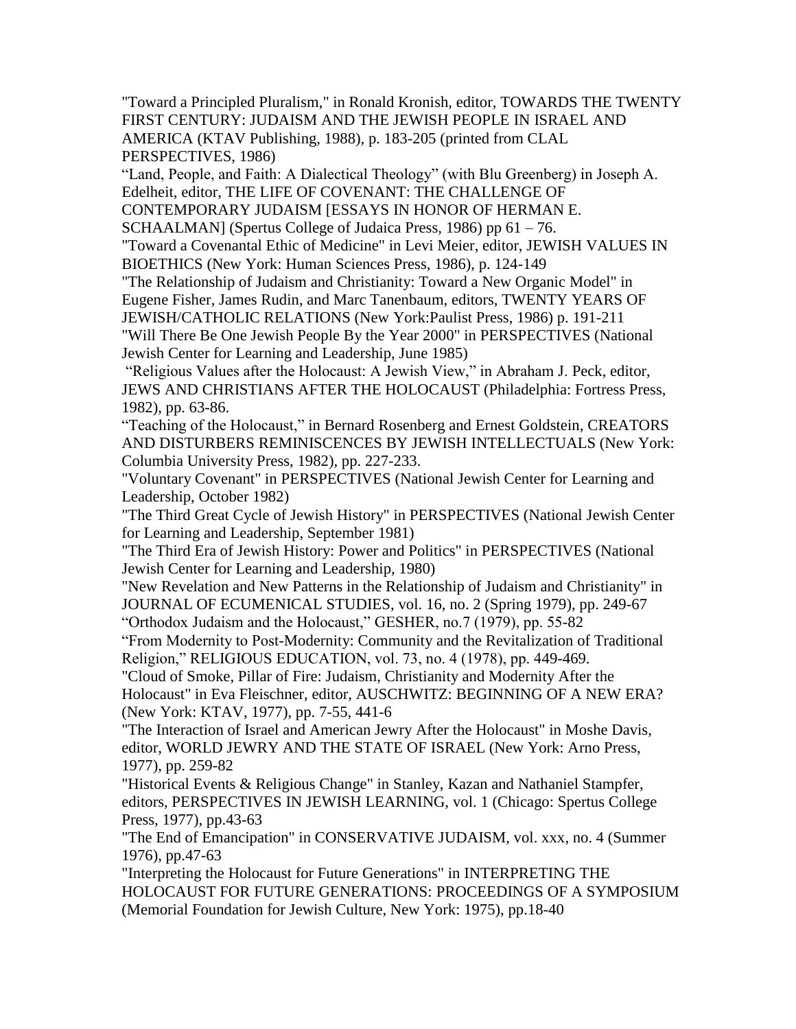"Toward a Principled Pluralism," in Ronald Kronish, editor, TOWARDS THE TWENTY FIRST CENTURY: JUDAISM AND THE JEWISH PEOPLE IN ISRAEL AND AMERICA (KTAV Publishing, 1988), p. 183-205 (printed from CLAL PERSPECTIVES, 1986)

"Land, People, and Faith: A Dialectical Theology" (with Blu Greenberg) in Joseph A. Edelheit, editor, THE LIFE OF COVENANT: THE CHALLENGE OF CONTEMPORARY JUDAISM [ESSAYS IN HONOR OF HERMAN E. SCHAALMAN] (Spertus College of Judaica Press, 1986) pp 61 – 76.

"Toward a Covenantal Ethic of Medicine" in Levi Meier, editor, JEWISH VALUES IN BIOETHICS (New York: Human Sciences Press, 1986), p. 124-149

"The Relationship of Judaism and Christianity: Toward a New Organic Model" in Eugene Fisher, James Rudin, and Marc Tanenbaum, editors, TWENTY YEARS OF JEWISH/CATHOLIC RELATIONS (New York:Paulist Press, 1986) p. 191-211

"Will There Be One Jewish People By the Year 2000" in PERSPECTIVES (National Jewish Center for Learning and Leadership, June 1985)

"Religious Values after the Holocaust: A Jewish View," in Abraham J. Peck, editor, JEWS AND CHRISTIANS AFTER THE HOLOCAUST (Philadelphia: Fortress Press, 1982), pp. 63-86.

"Teaching of the Holocaust," in Bernard Rosenberg and Ernest Goldstein, CREATORS AND DISTURBERS REMINISCENCES BY JEWISH INTELLECTUALS (New York: Columbia University Press, 1982), pp. 227-233.

"Voluntary Covenant" in PERSPECTIVES (National Jewish Center for Learning and Leadership, October 1982)

"The Third Great Cycle of Jewish History" in PERSPECTIVES (National Jewish Center for Learning and Leadership, September 1981)

"The Third Era of Jewish History: Power and Politics" in PERSPECTIVES (National Jewish Center for Learning and Leadership, 1980)

"New Revelation and New Patterns in the Relationship of Judaism and Christianity" in JOURNAL OF ECUMENICAL STUDIES, vol. 16, no. 2 (Spring 1979), pp. 249-67

"Orthodox Judaism and the Holocaust," GESHER, no.7 (1979), pp. 55-82

"From Modernity to Post-Modernity: Community and the Revitalization of Traditional Religion," RELIGIOUS EDUCATION, vol. 73, no. 4 (1978), pp. 449-469.

"Cloud of Smoke, Pillar of Fire: Judaism, Christianity and Modernity After the Holocaust" in Eva Fleischner, editor, AUSCHWITZ: BEGINNING OF A NEW ERA? (New York: KTAV, 1977), pp. 7-55, 441-6

"The Interaction of Israel and American Jewry After the Holocaust" in Moshe Davis, editor, WORLD JEWRY AND THE STATE OF ISRAEL (New York: Arno Press, 1977), pp. 259-82

"Historical Events & Religious Change" in Stanley, Kazan and Nathaniel Stampfer, editors, PERSPECTIVES IN JEWISH LEARNING, vol. 1 (Chicago: Spertus College Press, 1977), pp.43-63

"The End of Emancipation" in CONSERVATIVE JUDAISM, vol. xxx, no. 4 (Summer 1976), pp.47-63

"Interpreting the Holocaust for Future Generations" in INTERPRETING THE HOLOCAUST FOR FUTURE GENERATIONS: PROCEEDINGS OF A SYMPOSIUM (Memorial Foundation for Jewish Culture, New York: 1975), pp.18-40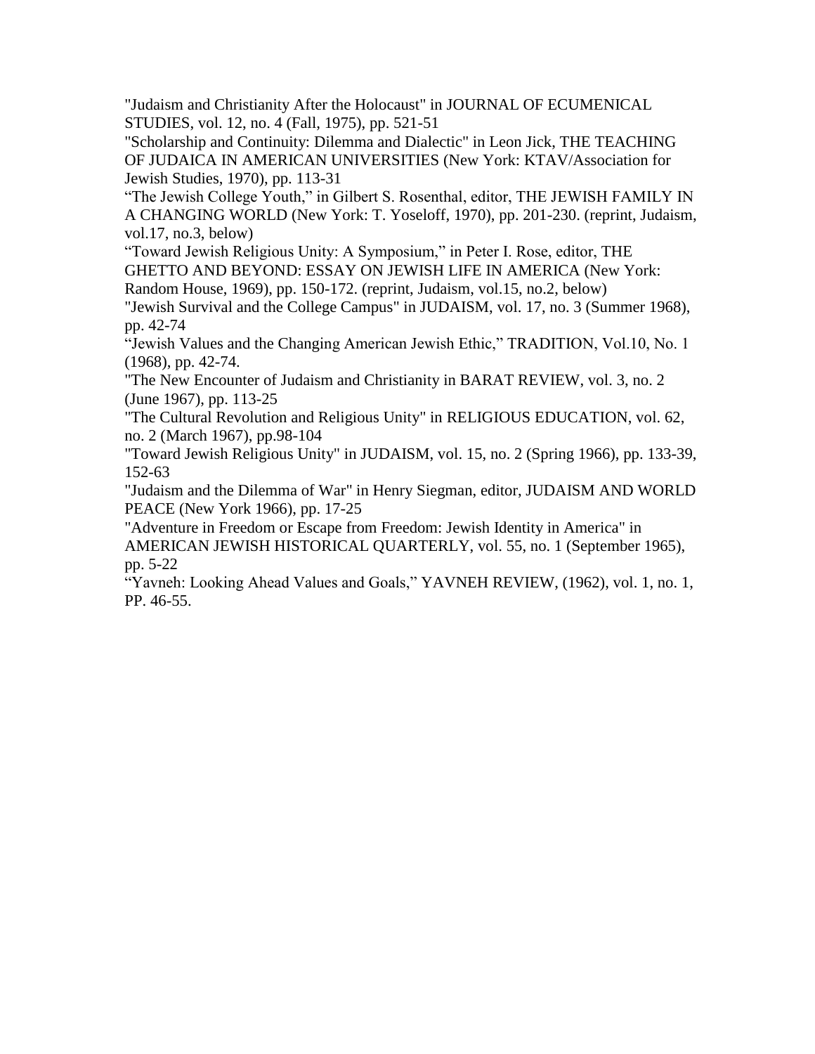"Judaism and Christianity After the Holocaust" in JOURNAL OF ECUMENICAL STUDIES, vol. 12, no. 4 (Fall, 1975), pp. 521-51

"Scholarship and Continuity: Dilemma and Dialectic" in Leon Jick, THE TEACHING OF JUDAICA IN AMERICAN UNIVERSITIES (New York: KTAV/Association for Jewish Studies, 1970), pp. 113-31

"The Jewish College Youth," in Gilbert S. Rosenthal, editor, THE JEWISH FAMILY IN A CHANGING WORLD (New York: T. Yoseloff, 1970), pp. 201-230. (reprint, Judaism, vol.17, no.3, below)

"Toward Jewish Religious Unity: A Symposium," in Peter I. Rose, editor, THE GHETTO AND BEYOND: ESSAY ON JEWISH LIFE IN AMERICA (New York: Random House, 1969), pp. 150-172. (reprint, Judaism, vol.15, no.2, below)

"Jewish Survival and the College Campus" in JUDAISM, vol. 17, no. 3 (Summer 1968), pp. 42-74

"Jewish Values and the Changing American Jewish Ethic," TRADITION, Vol.10, No. 1 (1968), pp. 42-74.

"The New Encounter of Judaism and Christianity in BARAT REVIEW, vol. 3, no. 2 (June 1967), pp. 113-25

"The Cultural Revolution and Religious Unity" in RELIGIOUS EDUCATION, vol. 62, no. 2 (March 1967), pp.98-104

"Toward Jewish Religious Unity" in JUDAISM, vol. 15, no. 2 (Spring 1966), pp. 133-39, 152-63

"Judaism and the Dilemma of War" in Henry Siegman, editor, JUDAISM AND WORLD PEACE (New York 1966), pp. 17-25

"Adventure in Freedom or Escape from Freedom: Jewish Identity in America" in AMERICAN JEWISH HISTORICAL QUARTERLY, vol. 55, no. 1 (September 1965), pp. 5-22

"Yavneh: Looking Ahead Values and Goals," YAVNEH REVIEW, (1962), vol. 1, no. 1, PP. 46-55.